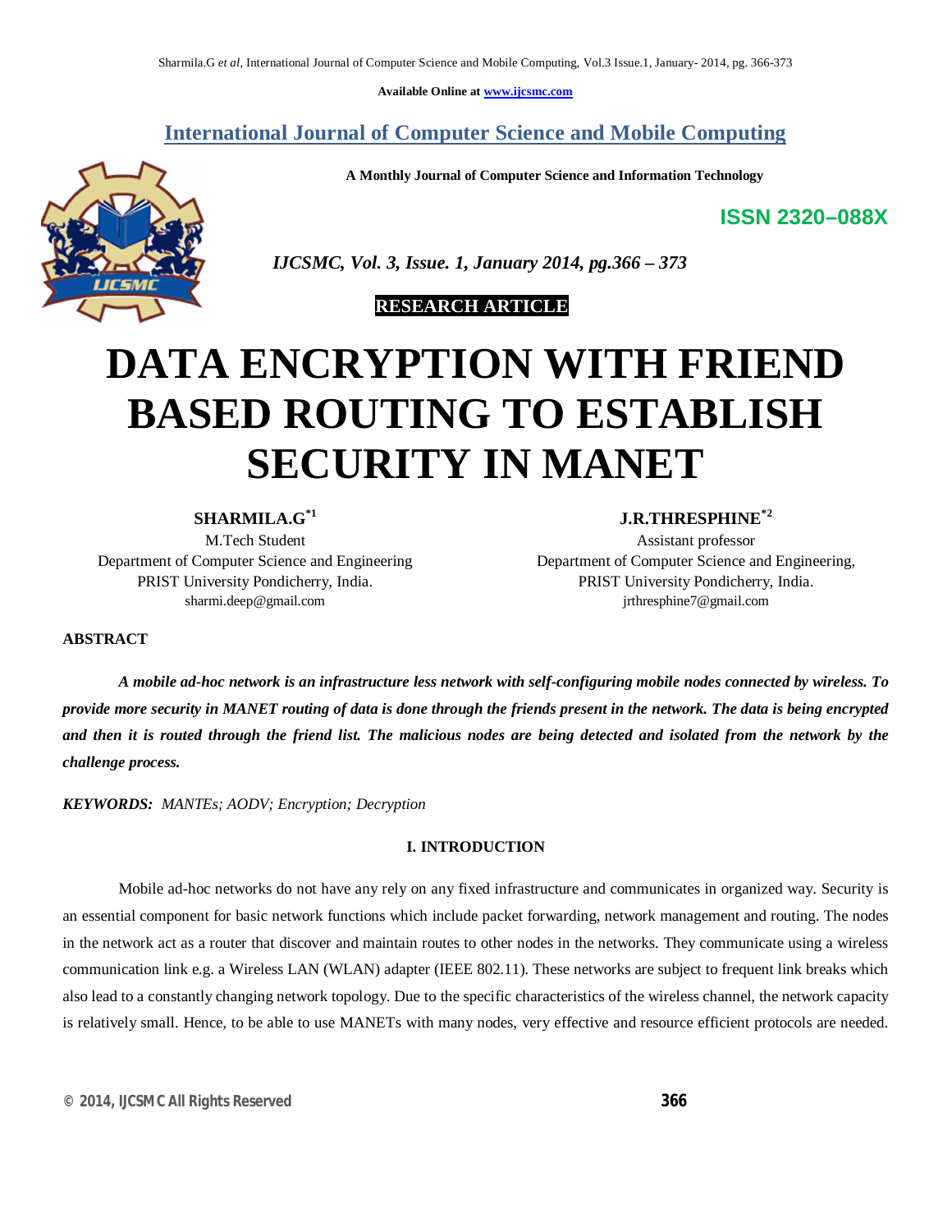International Journal of Computer Science and Mobile Computing

A Monthly Journal of Computer Science and Information Technology

ISSN 2320–088X

*IJCSMC, Vol. 3, Issue. 1, January 2014, pg.366 – 373*

**RESEARCH ARTICLE**

# DATA ENCRYPTION WITH FRIEND BASED ROUTING TO ESTABLISH SECURITY IN MANET

**SHARMILA.G*[1]**
M.Tech Student
Department of Computer Science and Engineering
PRIST University Pondicherry, India.
sharmi.deep@gmail.com

**J.R.THRESPHINE*[2]**
Assistant professor
Department of Computer Science and Engineering,
PRIST University Pondicherry, India.
jrthresphine7@gmail.com

**ABSTRACT**

***A mobile ad-hoc network is an infrastructure less network with self-configuring mobile nodes connected by wireless. To provide more security in MANET routing of data is done through the friends present in the network. The data is being encrypted and then it is routed through the friend list. The malicious nodes are being detected and isolated from the network by the challenge process.***

***KEYWORDS:*** *MANTEs; AODV; Encryption; Decryption*

## I. INTRODUCTION

Mobile ad-hoc networks do not have any rely on any fixed infrastructure and communicates in organized way. Security is an essential component for basic network functions which include packet forwarding, network management and routing. The nodes in the network act as a router that discover and maintain routes to other nodes in the networks. They communicate using a wireless communication link e.g. a Wireless LAN (WLAN) adapter (IEEE 802.11). These networks are subject to frequent link breaks which also lead to a constantly changing network topology. Due to the specific characteristics of the wireless channel, the network capacity is relatively small. Hence, to be able to use MANETs with many nodes, very effective and resource efficient protocols are needed.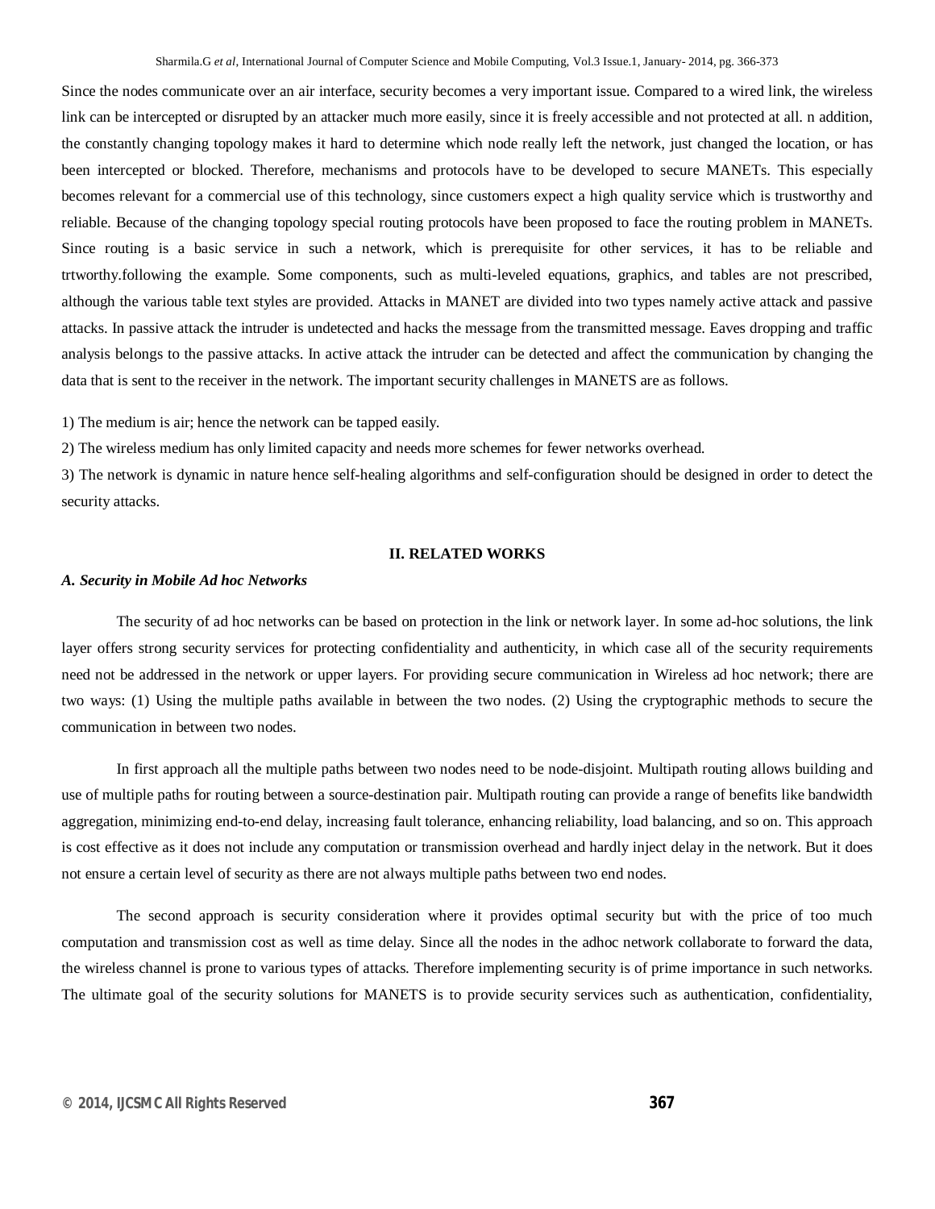Since the nodes communicate over an air interface, security becomes a very important issue. Compared to a wired link, the wireless link can be intercepted or disrupted by an attacker much more easily, since it is freely accessible and not protected at all. n addition, the constantly changing topology makes it hard to determine which node really left the network, just changed the location, or has been intercepted or blocked. Therefore, mechanisms and protocols have to be developed to secure MANETs. This especially becomes relevant for a commercial use of this technology, since customers expect a high quality service which is trustworthy and reliable. Because of the changing topology special routing protocols have been proposed to face the routing problem in MANETs. Since routing is a basic service in such a network, which is prerequisite for other services, it has to be reliable and trtworthy.following the example. Some components, such as multi-leveled equations, graphics, and tables are not prescribed, although the various table text styles are provided. Attacks in MANET are divided into two types namely active attack and passive attacks. In passive attack the intruder is undetected and hacks the message from the transmitted message. Eaves dropping and traffic analysis belongs to the passive attacks. In active attack the intruder can be detected and affect the communication by changing the data that is sent to the receiver in the network. The important security challenges in MANETS are as follows.

1) The medium is air; hence the network can be tapped easily.

2) The wireless medium has only limited capacity and needs more schemes for fewer networks overhead.

3) The network is dynamic in nature hence self-healing algorithms and self-configuration should be designed in order to detect the security attacks.

## II. RELATED WORKS

### *A. Security in Mobile Ad hoc Networks*

The security of ad hoc networks can be based on protection in the link or network layer. In some ad-hoc solutions, the link layer offers strong security services for protecting confidentiality and authenticity, in which case all of the security requirements need not be addressed in the network or upper layers. For providing secure communication in Wireless ad hoc network; there are two ways: (1) Using the multiple paths available in between the two nodes. (2) Using the cryptographic methods to secure the communication in between two nodes.

In first approach all the multiple paths between two nodes need to be node-disjoint. Multipath routing allows building and use of multiple paths for routing between a source-destination pair. Multipath routing can provide a range of benefits like bandwidth aggregation, minimizing end-to-end delay, increasing fault tolerance, enhancing reliability, load balancing, and so on. This approach is cost effective as it does not include any computation or transmission overhead and hardly inject delay in the network. But it does not ensure a certain level of security as there are not always multiple paths between two end nodes.

The second approach is security consideration where it provides optimal security but with the price of too much computation and transmission cost as well as time delay. Since all the nodes in the adhoc network collaborate to forward the data, the wireless channel is prone to various types of attacks. Therefore implementing security is of prime importance in such networks. The ultimate goal of the security solutions for MANETS is to provide security services such as authentication, confidentiality,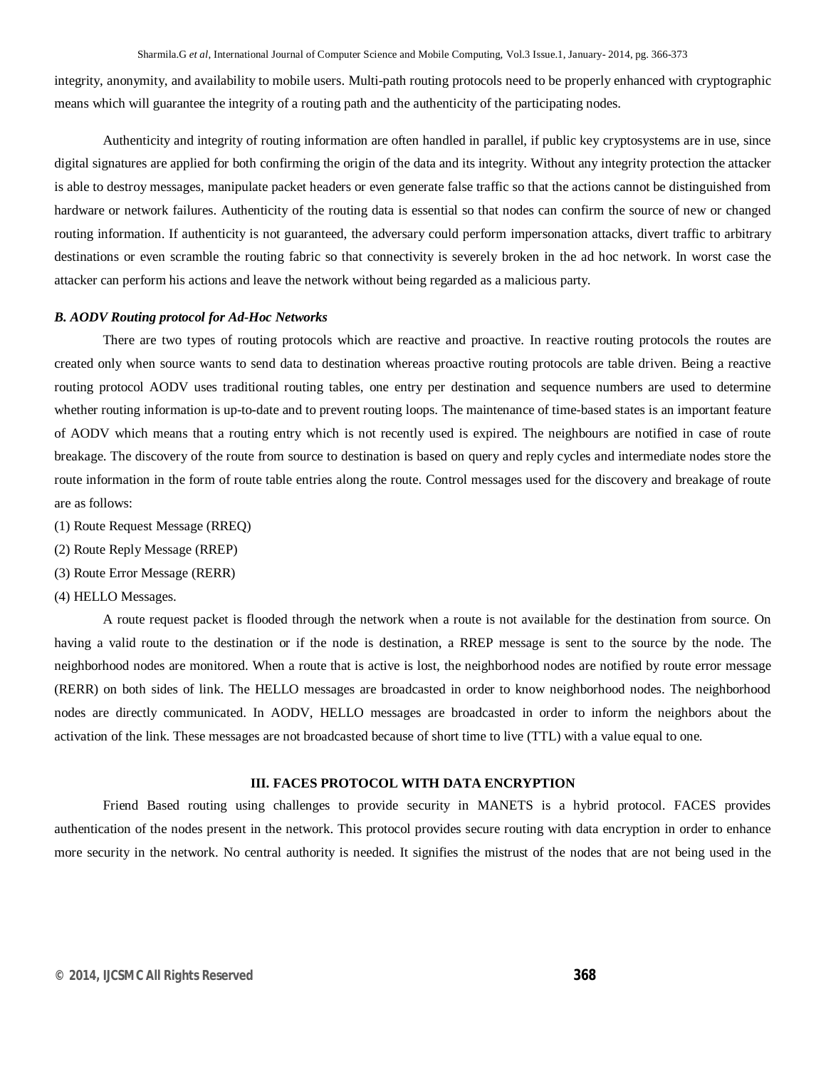integrity, anonymity, and availability to mobile users. Multi-path routing protocols need to be properly enhanced with cryptographic means which will guarantee the integrity of a routing path and the authenticity of the participating nodes.

Authenticity and integrity of routing information are often handled in parallel, if public key cryptosystems are in use, since digital signatures are applied for both confirming the origin of the data and its integrity. Without any integrity protection the attacker is able to destroy messages, manipulate packet headers or even generate false traffic so that the actions cannot be distinguished from hardware or network failures. Authenticity of the routing data is essential so that nodes can confirm the source of new or changed routing information. If authenticity is not guaranteed, the adversary could perform impersonation attacks, divert traffic to arbitrary destinations or even scramble the routing fabric so that connectivity is severely broken in the ad hoc network. In worst case the attacker can perform his actions and leave the network without being regarded as a malicious party.

### *B. AODV Routing protocol for Ad-Hoc Networks*

There are two types of routing protocols which are reactive and proactive. In reactive routing protocols the routes are created only when source wants to send data to destination whereas proactive routing protocols are table driven. Being a reactive routing protocol AODV uses traditional routing tables, one entry per destination and sequence numbers are used to determine whether routing information is up-to-date and to prevent routing loops. The maintenance of time-based states is an important feature of AODV which means that a routing entry which is not recently used is expired. The neighbours are notified in case of route breakage. The discovery of the route from source to destination is based on query and reply cycles and intermediate nodes store the route information in the form of route table entries along the route. Control messages used for the discovery and breakage of route are as follows:

(1) Route Request Message (RREQ)

(2) Route Reply Message (RREP)

(3) Route Error Message (RERR)

(4) HELLO Messages.

A route request packet is flooded through the network when a route is not available for the destination from source. On having a valid route to the destination or if the node is destination, a RREP message is sent to the source by the node. The neighborhood nodes are monitored. When a route that is active is lost, the neighborhood nodes are notified by route error message (RERR) on both sides of link. The HELLO messages are broadcasted in order to know neighborhood nodes. The neighborhood nodes are directly communicated. In AODV, HELLO messages are broadcasted in order to inform the neighbors about the activation of the link. These messages are not broadcasted because of short time to live (TTL) with a value equal to one.

## III. FACES PROTOCOL WITH DATA ENCRYPTION

Friend Based routing using challenges to provide security in MANETS is a hybrid protocol. FACES provides authentication of the nodes present in the network. This protocol provides secure routing with data encryption in order to enhance more security in the network. No central authority is needed. It signifies the mistrust of the nodes that are not being used in the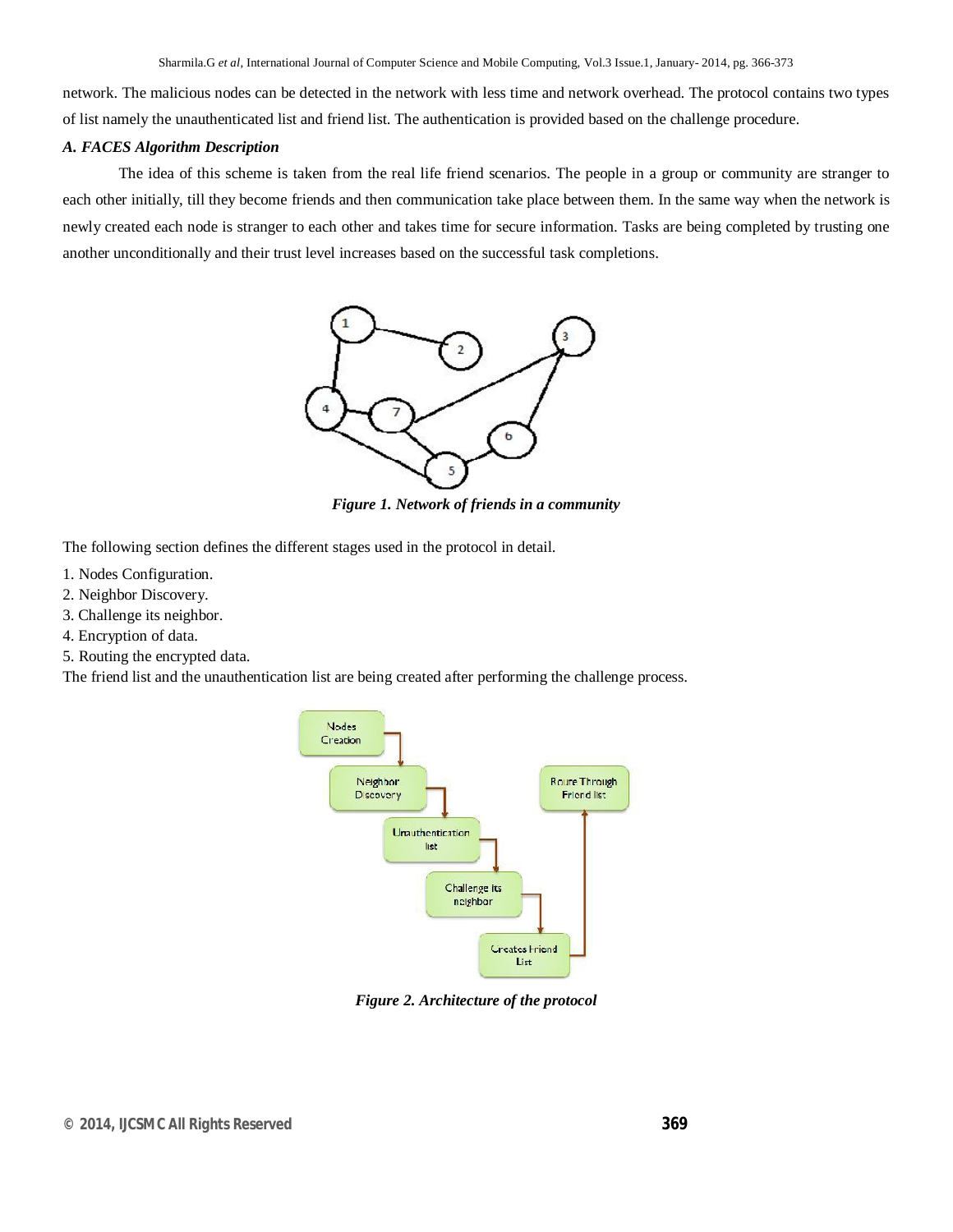network. The malicious nodes can be detected in the network with less time and network overhead. The protocol contains two types of list namely the unauthenticated list and friend list. The authentication is provided based on the challenge procedure.

### *A. FACES Algorithm Description*

The idea of this scheme is taken from the real life friend scenarios. The people in a group or community are stranger to each other initially, till they become friends and then communication take place between them. In the same way when the network is newly created each node is stranger to each other and takes time for secure information. Tasks are being completed by trusting one another unconditionally and their trust level increases based on the successful task completions.

*Figure 1. Network of friends in a community*

The following section defines the different stages used in the protocol in detail.

1. Nodes Configuration.
2. Neighbor Discovery.
3. Challenge its neighbor.
4. Encryption of data.
5. Routing the encrypted data.

The friend list and the unauthentication list are being created after performing the challenge process.

*Figure 2. Architecture of the protocol*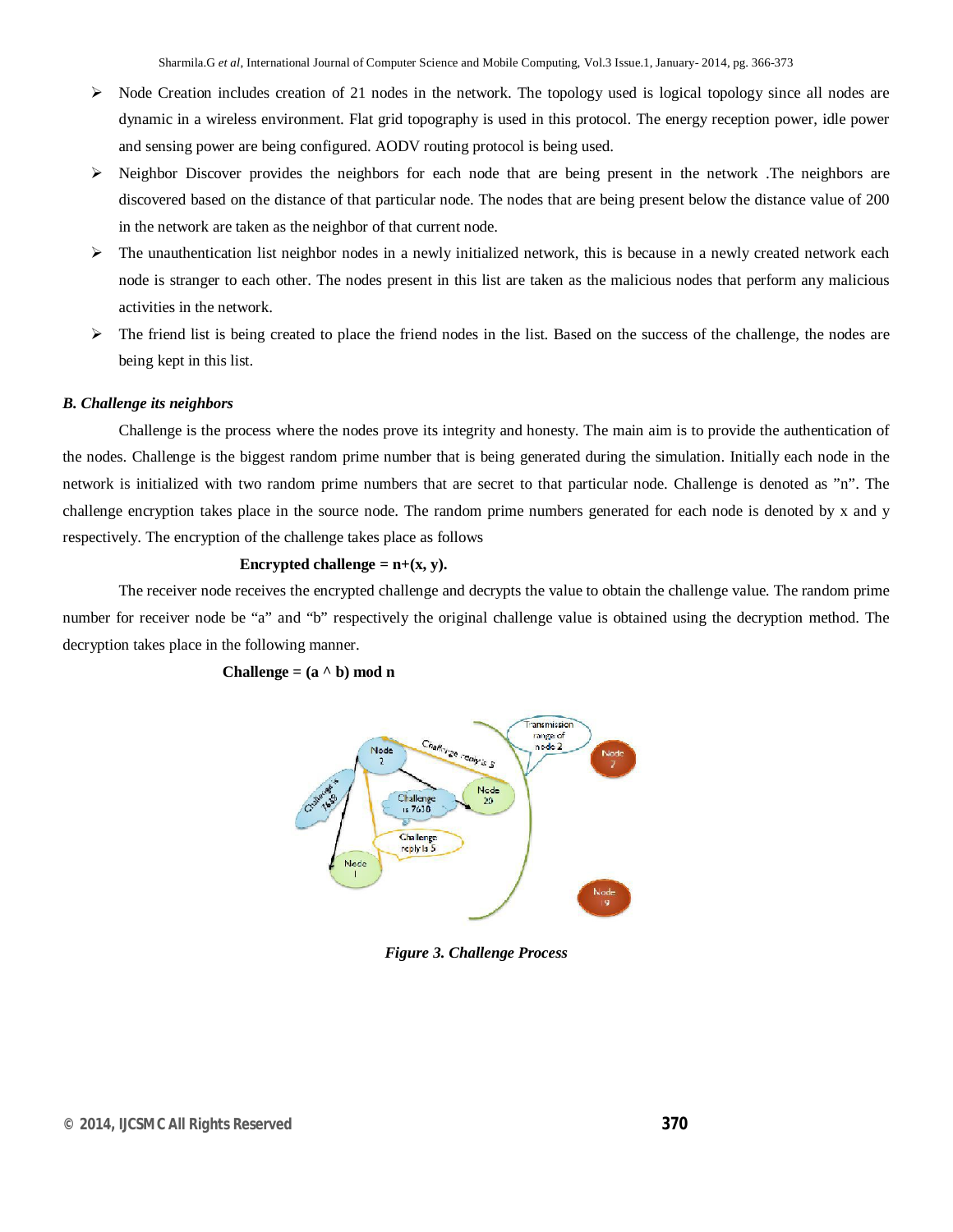- Node Creation includes creation of 21 nodes in the network. The topology used is logical topology since all nodes are dynamic in a wireless environment. Flat grid topography is used in this protocol. The energy reception power, idle power and sensing power are being configured. AODV routing protocol is being used.
- Neighbor Discover provides the neighbors for each node that are being present in the network .The neighbors are discovered based on the distance of that particular node. The nodes that are being present below the distance value of 200 in the network are taken as the neighbor of that current node.
- The unauthentication list neighbor nodes in a newly initialized network, this is because in a newly created network each node is stranger to each other. The nodes present in this list are taken as the malicious nodes that perform any malicious activities in the network.
- The friend list is being created to place the friend nodes in the list. Based on the success of the challenge, the nodes are being kept in this list.

### *B. Challenge its neighbors*

Challenge is the process where the nodes prove its integrity and honesty. The main aim is to provide the authentication of the nodes. Challenge is the biggest random prime number that is being generated during the simulation. Initially each node in the network is initialized with two random prime numbers that are secret to that particular node. Challenge is denoted as "n". The challenge encryption takes place in the source node. The random prime numbers generated for each node is denoted by x and y respectively. The encryption of the challenge takes place as follows

**Encrypted challenge = n+(x, y).**

The receiver node receives the encrypted challenge and decrypts the value to obtain the challenge value. The random prime number for receiver node be "a" and "b" respectively the original challenge value is obtained using the decryption method. The decryption takes place in the following manner.

**Challenge = (a ^ b) mod n**

*Figure 3. Challenge Process*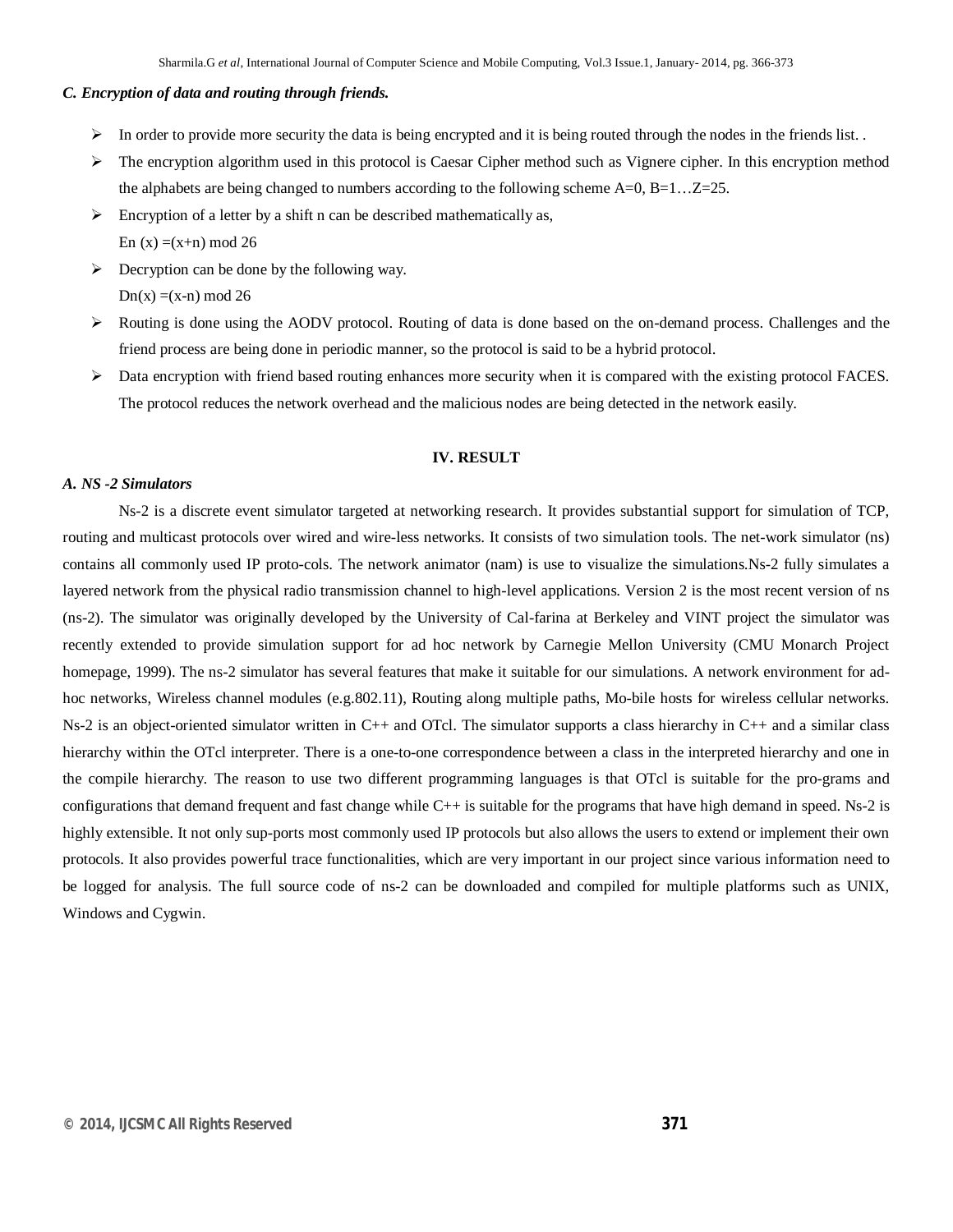### *C. Encryption of data and routing through friends.*

- In order to provide more security the data is being encrypted and it is being routed through the nodes in the friends list. .
- The encryption algorithm used in this protocol is Caesar Cipher method such as Vignere cipher. In this encryption method the alphabets are being changed to numbers according to the following scheme A=0, B=1…Z=25.
- Encryption of a letter by a shift n can be described mathematically as,
  $E_n(x) = (x+n) \bmod 26$
- Decryption can be done by the following way.
  $D_n(x) = (x-n) \bmod 26$
- Routing is done using the AODV protocol. Routing of data is done based on the on-demand process. Challenges and the friend process are being done in periodic manner, so the protocol is said to be a hybrid protocol.
- Data encryption with friend based routing enhances more security when it is compared with the existing protocol FACES. The protocol reduces the network overhead and the malicious nodes are being detected in the network easily.

## IV. RESULT

### *A. NS -2 Simulators*

Ns-2 is a discrete event simulator targeted at networking research. It provides substantial support for simulation of TCP, routing and multicast protocols over wired and wire-less networks. It consists of two simulation tools. The net-work simulator (ns) contains all commonly used IP proto-cols. The network animator (nam) is use to visualize the simulations.Ns-2 fully simulates a layered network from the physical radio transmission channel to high-level applications. Version 2 is the most recent version of ns (ns-2). The simulator was originally developed by the University of Cal-farina at Berkeley and VINT project the simulator was recently extended to provide simulation support for ad hoc network by Carnegie Mellon University (CMU Monarch Project homepage, 1999). The ns-2 simulator has several features that make it suitable for our simulations. A network environment for ad-hoc networks, Wireless channel modules (e.g.802.11), Routing along multiple paths, Mo-bile hosts for wireless cellular networks. Ns-2 is an object-oriented simulator written in C++ and OTcl. The simulator supports a class hierarchy in C++ and a similar class hierarchy within the OTcl interpreter. There is a one-to-one correspondence between a class in the interpreted hierarchy and one in the compile hierarchy. The reason to use two different programming languages is that OTcl is suitable for the pro-grams and configurations that demand frequent and fast change while C++ is suitable for the programs that have high demand in speed. Ns-2 is highly extensible. It not only sup-ports most commonly used IP protocols but also allows the users to extend or implement their own protocols. It also provides powerful trace functionalities, which are very important in our project since various information need to be logged for analysis. The full source code of ns-2 can be downloaded and compiled for multiple platforms such as UNIX, Windows and Cygwin.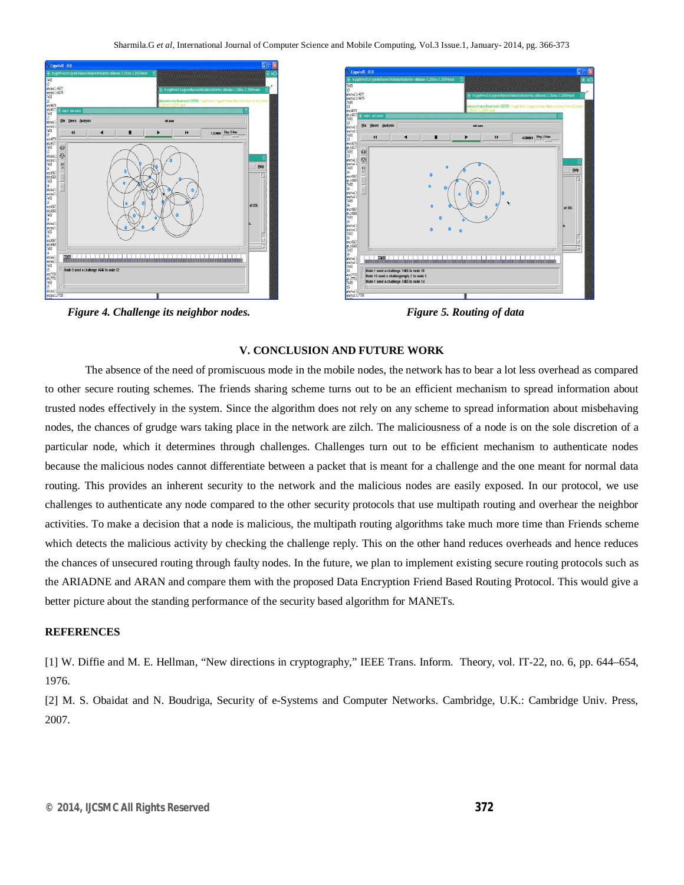*Figure 4. Challenge its neighbor nodes.*

*Figure 5. Routing of data*

## V. CONCLUSION AND FUTURE WORK

The absence of the need of promiscuous mode in the mobile nodes, the network has to bear a lot less overhead as compared to other secure routing schemes. The friends sharing scheme turns out to be an efficient mechanism to spread information about trusted nodes effectively in the system. Since the algorithm does not rely on any scheme to spread information about misbehaving nodes, the chances of grudge wars taking place in the network are zilch. The maliciousness of a node is on the sole discretion of a particular node, which it determines through challenges. Challenges turn out to be efficient mechanism to authenticate nodes because the malicious nodes cannot differentiate between a packet that is meant for a challenge and the one meant for normal data routing. This provides an inherent security to the network and the malicious nodes are easily exposed. In our protocol, we use challenges to authenticate any node compared to the other security protocols that use multipath routing and overhear the neighbor activities. To make a decision that a node is malicious, the multipath routing algorithms take much more time than Friends scheme which detects the malicious activity by checking the challenge reply. This on the other hand reduces overheads and hence reduces the chances of unsecured routing through faulty nodes. In the future, we plan to implement existing secure routing protocols such as the ARIADNE and ARAN and compare them with the proposed Data Encryption Friend Based Routing Protocol. This would give a better picture about the standing performance of the security based algorithm for MANETs.

## REFERENCES

[1] W. Diffie and M. E. Hellman, "New directions in cryptography," IEEE Trans. Inform. Theory, vol. IT-22, no. 6, pp. 644–654, 1976.

[2] M. S. Obaidat and N. Boudriga, Security of e-Systems and Computer Networks. Cambridge, U.K.: Cambridge Univ. Press, 2007.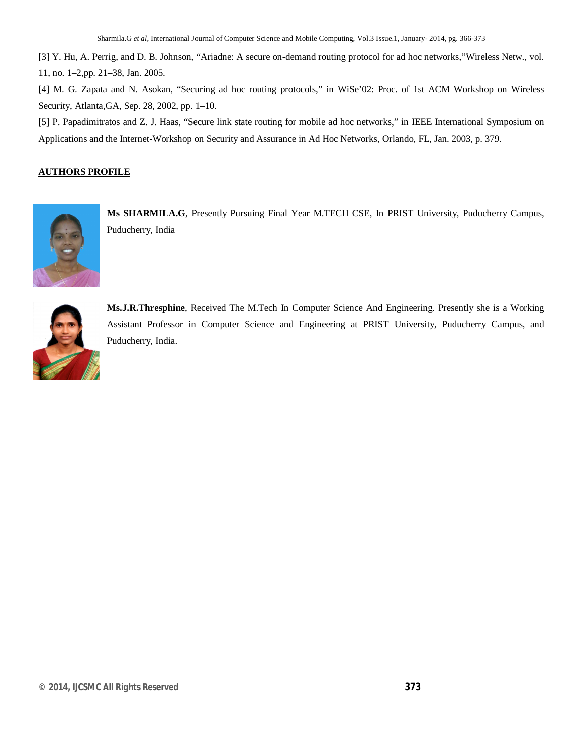[3] Y. Hu, A. Perrig, and D. B. Johnson, “Ariadne: A secure on-demand routing protocol for ad hoc networks,”Wireless Netw., vol. 11, no. 1–2,pp. 21–38, Jan. 2005.

[4] M. G. Zapata and N. Asokan, “Securing ad hoc routing protocols,” in WiSe’02: Proc. of 1st ACM Workshop on Wireless Security, Atlanta,GA, Sep. 28, 2002, pp. 1–10.

[5] P. Papadimitratos and Z. J. Haas, “Secure link state routing for mobile ad hoc networks,” in IEEE International Symposium on Applications and the Internet-Workshop on Security and Assurance in Ad Hoc Networks, Orlando, FL, Jan. 2003, p. 379.

## AUTHORS PROFILE

**Ms SHARMILA.G**, Presently Pursuing Final Year M.TECH CSE, In PRIST University, Puducherry Campus, Puducherry, India

**Ms.J.R.Thresphine**, Received The M.Tech In Computer Science And Engineering. Presently she is a Working Assistant Professor in Computer Science and Engineering at PRIST University, Puducherry Campus, and Puducherry, India.